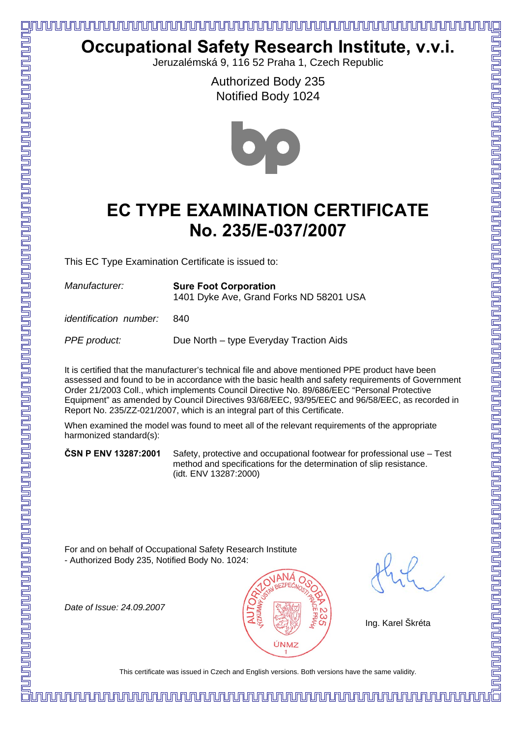# Occupational Safety Research Institute, v.v.i.

Jeruzalémská 9, 116 52 Praha 1, Czech Republic

Authorized Body 235
Notified Body 1024

# EC TYPE EXAMINATION CERTIFICATE
# No. 235/E-037/2007

This EC Type Examination Certificate is issued to:

*Manufacturer:* **Sure Foot Corporation**
1401 Dyke Ave, Grand Forks ND 58201 USA

*identification number:* 840

*PPE product:* Due North – type Everyday Traction Aids

It is certified that the manufacturer's technical file and above mentioned PPE product have been assessed and found to be in accordance with the basic health and safety requirements of Government Order 21/2003 Coll., which implements Council Directive No. 89/686/EEC "Personal Protective Equipment" as amended by Council Directives 93/68/EEC, 93/95/EEC and 96/58/EEC, as recorded in Report No. 235/ZZ-021/2007, which is an integral part of this Certificate.

When examined the model was found to meet all of the relevant requirements of the appropriate harmonized standard(s):

**ČSN P ENV 13287:2001** Safety, protective and occupational footwear for professional use – Test method and specifications for the determination of slip resistance. (idt. ENV 13287:2000)

For and on behalf of Occupational Safety Research Institute
- Authorized Body 235, Notified Body No. 1024:

*Date of Issue: 24.09.2007*

AUTORIZOVANÁ OSOBA 235 – VÝZKUMNÝ ÚSTAV BEZPEČNOSTI PRÁCE PRAHA – ÚNMZ 1

Ing. Karel Škréta

This certificate was issued in Czech and English versions. Both versions have the same validity.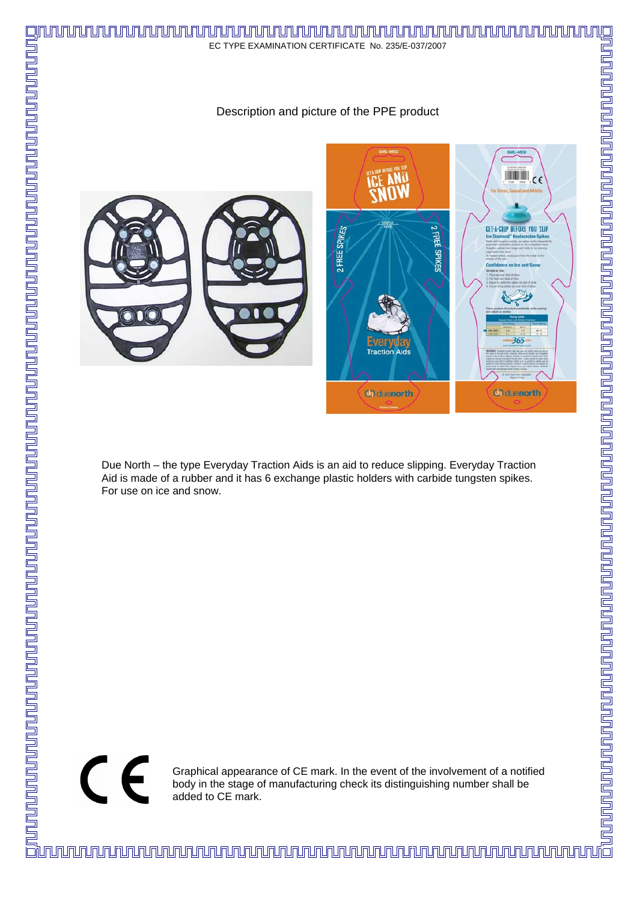EC TYPE EXAMINATION CERTIFICATE No. 235/E-037/2007

Description and picture of the PPE product

Due North – the type Everyday Traction Aids is an aid to reduce slipping. Everyday Traction Aid is made of a rubber and it has 6 exchange plastic holders with carbide tungsten spikes. For use on ice and snow.

CE

Graphical appearance of CE mark. In the event of the involvement of a notified body in the stage of manufacturing check its distinguishing number shall be added to CE mark.